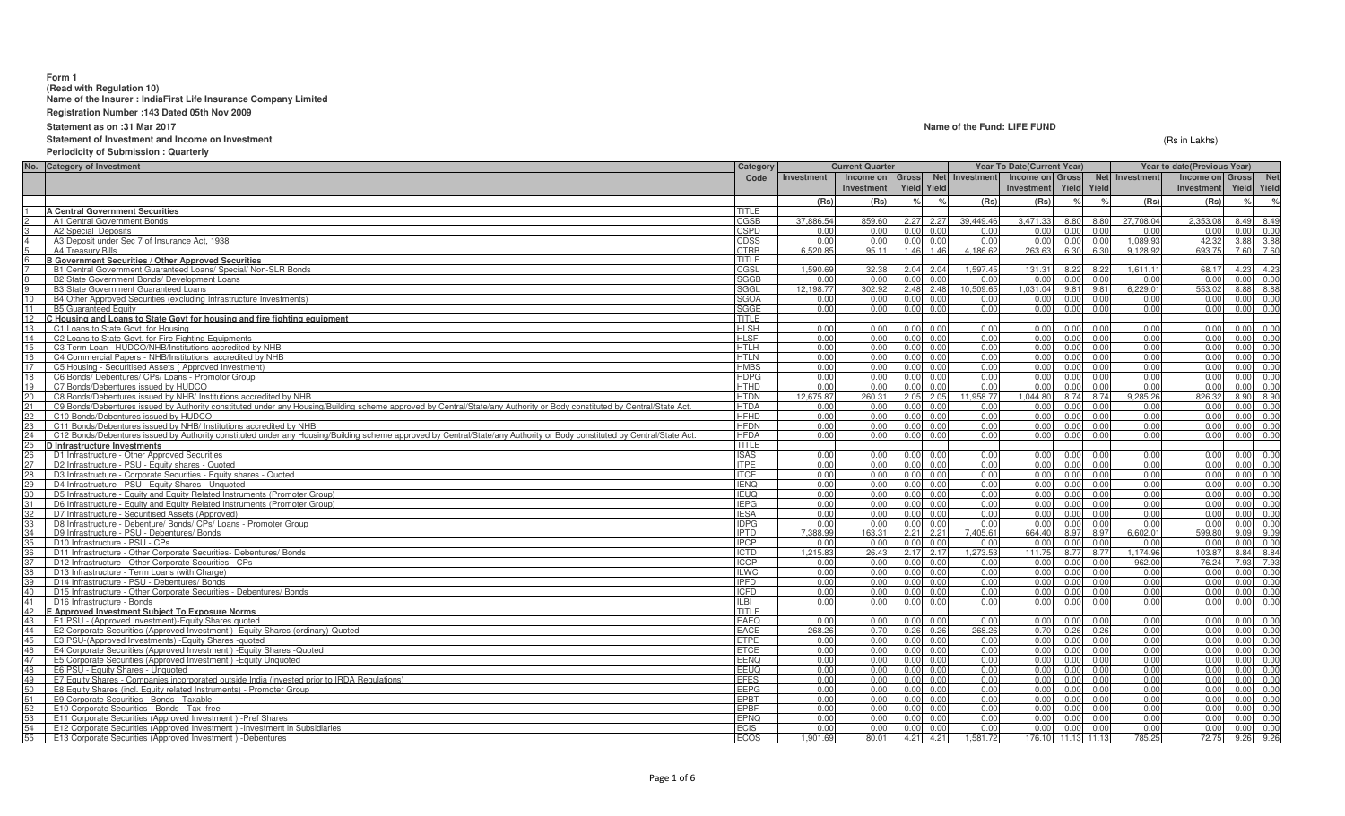**Form 1**
**(Read with Regulation 10)**
**Name of the Insurer : IndiaFirst Life Insurance Company Limited**
**Registration Number :143 Dated 05th Nov 2009**
**Statement as on :31 Mar 2017**
**Name of the Fund: LIFE FUND**
**Statement of Investment and Income on Investment**
**(Rs in Lakhs)**
**Periodicity of Submission : Quarterly**

| No. | Category of Investment | Category Code | Current Quarter | | | | Year To Date(Current Year) | | | | Year to date(Previous Year) | | | |
|---|---|---|---|---|---|---|---|---|---|---|---|---|---|---|
| | | | Investment | Income on Investment | Gross Yield | Net Yield | Investment | Income on Investment | Gross Yield | Net Yield | Investment | Income on Investment | Gross Yield | Net Yield |
| | | | (Rs) | (Rs) | % | % | (Rs) | (Rs) | % | % | (Rs) | (Rs) | % | % |
| 1 | A Central Government Securities | TITLE | | | | | | | | | | | | |
| 2 | A1 Central Government Bonds | CGSB | 37,886.54 | 859.60 | 2.27 | 2.27 | 39,449.46 | 3,471.33 | 8.80 | 8.80 | 27,708.04 | 2,353.08 | 8.49 | 8.49 |
| 3 | A2 Special Deposits | CSPD | 0.00 | 0.00 | 0.00 | 0.00 | 0.00 | 0.00 | 0.00 | 0.00 | 0.00 | 0.00 | 0.00 | 0.00 |
| 4 | A3 Deposit under Sec 7 of Insurance Act, 1938 | CDSS | 0.00 | 0.00 | 0.00 | 0.00 | 0.00 | 0.00 | 0.00 | 0.00 | 1,089.93 | 42.32 | 3.88 | 3.88 |
| 5 | A4 Treasury Bills | CTRB | 6,520.85 | 95.11 | 1.46 | 1.46 | 4,186.62 | 263.63 | 6.30 | 6.30 | 9,128.92 | 693.75 | 7.60 | 7.60 |
| 6 | B Government Securities / Other Approved Securities | TITLE | | | | | | | | | | | | |
| 7 | B1 Central Government Guaranteed Loans/ Special/ Non-SLR Bonds | CGSL | 1,590.69 | 32.38 | 2.04 | 2.04 | 1,597.45 | 131.31 | 8.22 | 8.22 | 1,611.11 | 68.17 | 4.23 | 4.23 |
| 8 | B2 State Government Bonds/ Development Loans | SGGB | 0.00 | 0.00 | 0.00 | 0.00 | 0.00 | 0.00 | 0.00 | 0.00 | 0.00 | 0.00 | 0.00 | 0.00 |
| 9 | B3 State Government Guaranteed Loans | SGGL | 12,198.77 | 302.92 | 2.48 | 2.48 | 10,509.65 | 1,031.04 | 9.81 | 9.81 | 6,229.01 | 553.02 | 8.88 | 8.88 |
| 10 | B4 Other Approved Securities (excluding Infrastructure Investments) | SGOA | 0.00 | 0.00 | 0.00 | 0.00 | 0.00 | 0.00 | 0.00 | 0.00 | 0.00 | 0.00 | 0.00 | 0.00 |
| 11 | B5 Guaranteed Equity | SGGE | 0.00 | 0.00 | 0.00 | 0.00 | 0.00 | 0.00 | 0.00 | 0.00 | 0.00 | 0.00 | 0.00 | 0.00 |
| 12 | C Housing and Loans to State Govt for housing and fire fighting equipment | TITLE | | | | | | | | | | | | |
| 13 | C1 Loans to State Govt. for Housing | HLSH | 0.00 | 0.00 | 0.00 | 0.00 | 0.00 | 0.00 | 0.00 | 0.00 | 0.00 | 0.00 | 0.00 | 0.00 |
| 14 | C2 Loans to State Govt. for Fire Fighting Equipments | HLSF | 0.00 | 0.00 | 0.00 | 0.00 | 0.00 | 0.00 | 0.00 | 0.00 | 0.00 | 0.00 | 0.00 | 0.00 |
| 15 | C3 Term Loan - HUDCO/NHB/Institutions accredited by NHB | HTLH | 0.00 | 0.00 | 0.00 | 0.00 | 0.00 | 0.00 | 0.00 | 0.00 | 0.00 | 0.00 | 0.00 | 0.00 |
| 16 | C4 Commercial Papers - NHB/Institutions accredited by NHB | HTLN | 0.00 | 0.00 | 0.00 | 0.00 | 0.00 | 0.00 | 0.00 | 0.00 | 0.00 | 0.00 | 0.00 | 0.00 |
| 17 | C5 Housing - Securitised Assets ( Approved Investment) | HMBS | 0.00 | 0.00 | 0.00 | 0.00 | 0.00 | 0.00 | 0.00 | 0.00 | 0.00 | 0.00 | 0.00 | 0.00 |
| 18 | C6 Bonds/ Debentures/ CPs/ Loans - Promotor Group | HDPG | 0.00 | 0.00 | 0.00 | 0.00 | 0.00 | 0.00 | 0.00 | 0.00 | 0.00 | 0.00 | 0.00 | 0.00 |
| 19 | C7 Bonds/Debentures issued by HUDCO | HTHD | 0.00 | 0.00 | 0.00 | 0.00 | 0.00 | 0.00 | 0.00 | 0.00 | 0.00 | 0.00 | 0.00 | 0.00 |
| 20 | C8 Bonds/Debentures issued by NHB/ Institutions accredited by NHB | HTDN | 12,675.87 | 260.31 | 2.05 | 2.05 | 11,958.77 | 1,044.80 | 8.74 | 8.74 | 9,285.26 | 826.32 | 8.90 | 8.90 |
| 21 | C9 Bonds/Debentures issued by Authority constituted under any Housing/Building scheme approved by Central/State/any Authority or Body constituted by Central/State Act. | HTDA | 0.00 | 0.00 | 0.00 | 0.00 | 0.00 | 0.00 | 0.00 | 0.00 | 0.00 | 0.00 | 0.00 | 0.00 |
| 22 | C10 Bonds/Debentures issued by HUDCO | HFHD | 0.00 | 0.00 | 0.00 | 0.00 | 0.00 | 0.00 | 0.00 | 0.00 | 0.00 | 0.00 | 0.00 | 0.00 |
| 23 | C11 Bonds/Debentures issued by NHB/ Institutions accredited by NHB | HFDN | 0.00 | 0.00 | 0.00 | 0.00 | 0.00 | 0.00 | 0.00 | 0.00 | 0.00 | 0.00 | 0.00 | 0.00 |
| 24 | C12 Bonds/Debentures issued by Authority constituted under any Housing/Building scheme approved by Central/State/any Authority or Body constituted by Central/State Act. | HFDA | 0.00 | 0.00 | 0.00 | 0.00 | 0.00 | 0.00 | 0.00 | 0.00 | 0.00 | 0.00 | 0.00 | 0.00 |
| 25 | D Infrastructure Investments | TITLE | | | | | | | | | | | | |
| 26 | D1 Infrastructure - Other Approved Securities | ISAS | 0.00 | 0.00 | 0.00 | 0.00 | 0.00 | 0.00 | 0.00 | 0.00 | 0.00 | 0.00 | 0.00 | 0.00 |
| 27 | D2 Infrastructure - PSU - Equity shares - Quoted | ITPE | 0.00 | 0.00 | 0.00 | 0.00 | 0.00 | 0.00 | 0.00 | 0.00 | 0.00 | 0.00 | 0.00 | 0.00 |
| 28 | D3 Infrastructure - Corporate Securities - Equity shares - Quoted | ITCE | 0.00 | 0.00 | 0.00 | 0.00 | 0.00 | 0.00 | 0.00 | 0.00 | 0.00 | 0.00 | 0.00 | 0.00 |
| 29 | D4 Infrastructure - PSU - Equity Shares - Unquoted | IENQ | 0.00 | 0.00 | 0.00 | 0.00 | 0.00 | 0.00 | 0.00 | 0.00 | 0.00 | 0.00 | 0.00 | 0.00 |
| 30 | D5 Infrastructure - Equity and Equity Related Instruments (Promoter Group) | IEUQ | 0.00 | 0.00 | 0.00 | 0.00 | 0.00 | 0.00 | 0.00 | 0.00 | 0.00 | 0.00 | 0.00 | 0.00 |
| 31 | D6 Infrastructure - Equity and Equity Related Instruments (Promoter Group) | IEPG | 0.00 | 0.00 | 0.00 | 0.00 | 0.00 | 0.00 | 0.00 | 0.00 | 0.00 | 0.00 | 0.00 | 0.00 |
| 32 | D7 Infrastructure - Securitised Assets (Approved) | IESA | 0.00 | 0.00 | 0.00 | 0.00 | 0.00 | 0.00 | 0.00 | 0.00 | 0.00 | 0.00 | 0.00 | 0.00 |
| 33 | D8 Infrastructure - Debenture/ Bonds/ CPs/ Loans - Promoter Group | IDPG | 0.00 | 0.00 | 0.00 | 0.00 | 0.00 | 0.00 | 0.00 | 0.00 | 0.00 | 0.00 | 0.00 | 0.00 |
| 34 | D9 Infrastructure - PSU - Debentures/ Bonds | IPTD | 7,388.99 | 163.31 | 2.21 | 2.21 | 7,405.61 | 664.40 | 8.97 | 8.97 | 6,602.01 | 599.80 | 9.09 | 9.09 |
| 35 | D10 Infrastructure - PSU - CPs | IPCP | 0.00 | 0.00 | 0.00 | 0.00 | 0.00 | 0.00 | 0.00 | 0.00 | 0.00 | 0.00 | 0.00 | 0.00 |
| 36 | D11 Infrastructure - Other Corporate Securities- Debentures/ Bonds | ICTD | 1,215.83 | 26.43 | 2.17 | 2.17 | 1,273.53 | 111.75 | 8.77 | 8.77 | 1,174.96 | 103.87 | 8.84 | 8.84 |
| 37 | D12 Infrastructure - Other Corporate Securities - CPs | ICCP | 0.00 | 0.00 | 0.00 | 0.00 | 0.00 | 0.00 | 0.00 | 0.00 | 962.00 | 76.24 | 7.93 | 7.93 |
| 38 | D13 Infrastructure - Term Loans (with Charge) | ILWC | 0.00 | 0.00 | 0.00 | 0.00 | 0.00 | 0.00 | 0.00 | 0.00 | 0.00 | 0.00 | 0.00 | 0.00 |
| 39 | D14 Infrastructure - PSU - Debentures/ Bonds | IPFD | 0.00 | 0.00 | 0.00 | 0.00 | 0.00 | 0.00 | 0.00 | 0.00 | 0.00 | 0.00 | 0.00 | 0.00 |
| 40 | D15 Infrastructure - Other Corporate Securities - Debentures/ Bonds | ICFD | 0.00 | 0.00 | 0.00 | 0.00 | 0.00 | 0.00 | 0.00 | 0.00 | 0.00 | 0.00 | 0.00 | 0.00 |
| 41 | D16 Infrastructure - Bonds | ILBI | 0.00 | 0.00 | 0.00 | 0.00 | 0.00 | 0.00 | 0.00 | 0.00 | 0.00 | 0.00 | 0.00 | 0.00 |
| 42 | E Approved Investment Subject To Exposure Norms | TITLE | | | | | | | | | | | | |
| 43 | E1 PSU - (Approved Investment)-Equity Shares quoted | EAEQ | 0.00 | 0.00 | 0.00 | 0.00 | 0.00 | 0.00 | 0.00 | 0.00 | 0.00 | 0.00 | 0.00 | 0.00 |
| 44 | E2 Corporate Securities (Approved Investment ) -Equity Shares (ordinary)-Quoted | EACE | 268.26 | 0.70 | 0.26 | 0.26 | 268.26 | 0.70 | 0.26 | 0.26 | 0.00 | 0.00 | 0.00 | 0.00 |
| 45 | E3 PSU-(Approved Investments) -Equity Shares -quoted | ETPE | 0.00 | 0.00 | 0.00 | 0.00 | 0.00 | 0.00 | 0.00 | 0.00 | 0.00 | 0.00 | 0.00 | 0.00 |
| 46 | E4 Corporate Securities (Approved Investment ) -Equity Shares -Quoted | ETCE | 0.00 | 0.00 | 0.00 | 0.00 | 0.00 | 0.00 | 0.00 | 0.00 | 0.00 | 0.00 | 0.00 | 0.00 |
| 47 | E5 Corporate Securities (Approved Investment ) -Equity Unquoted | EENQ | 0.00 | 0.00 | 0.00 | 0.00 | 0.00 | 0.00 | 0.00 | 0.00 | 0.00 | 0.00 | 0.00 | 0.00 |
| 48 | E6 PSU - Equity Shares - Unquoted | EEUQ | 0.00 | 0.00 | 0.00 | 0.00 | 0.00 | 0.00 | 0.00 | 0.00 | 0.00 | 0.00 | 0.00 | 0.00 |
| 49 | E7 Equity Shares - Companies incorporated outside India (invested prior to IRDA Regulations) | EFES | 0.00 | 0.00 | 0.00 | 0.00 | 0.00 | 0.00 | 0.00 | 0.00 | 0.00 | 0.00 | 0.00 | 0.00 |
| 50 | E8 Equity Shares (incl. Equity related Instruments) - Promoter Group | EEPG | 0.00 | 0.00 | 0.00 | 0.00 | 0.00 | 0.00 | 0.00 | 0.00 | 0.00 | 0.00 | 0.00 | 0.00 |
| 51 | E9 Corporate Securities - Bonds - Taxable | EPBT | 0.00 | 0.00 | 0.00 | 0.00 | 0.00 | 0.00 | 0.00 | 0.00 | 0.00 | 0.00 | 0.00 | 0.00 |
| 52 | E10 Corporate Securities - Bonds - Tax free | EPBF | 0.00 | 0.00 | 0.00 | 0.00 | 0.00 | 0.00 | 0.00 | 0.00 | 0.00 | 0.00 | 0.00 | 0.00 |
| 53 | E11 Corporate Securities (Approved Investment ) -Pref Shares | EPNQ | 0.00 | 0.00 | 0.00 | 0.00 | 0.00 | 0.00 | 0.00 | 0.00 | 0.00 | 0.00 | 0.00 | 0.00 |
| 54 | E12 Corporate Securities (Approved Investment ) -Investment in Subsidiaries | ECIS | 0.00 | 0.00 | 0.00 | 0.00 | 0.00 | 0.00 | 0.00 | 0.00 | 0.00 | 0.00 | 0.00 | 0.00 |
| 55 | E13 Corporate Securities (Approved Investment ) -Debentures | ECOS | 1,901.69 | 80.01 | 4.21 | 4.21 | 1,581.72 | 176.10 | 11.13 | 11.13 | 785.25 | 72.75 | 9.26 | 9.26 |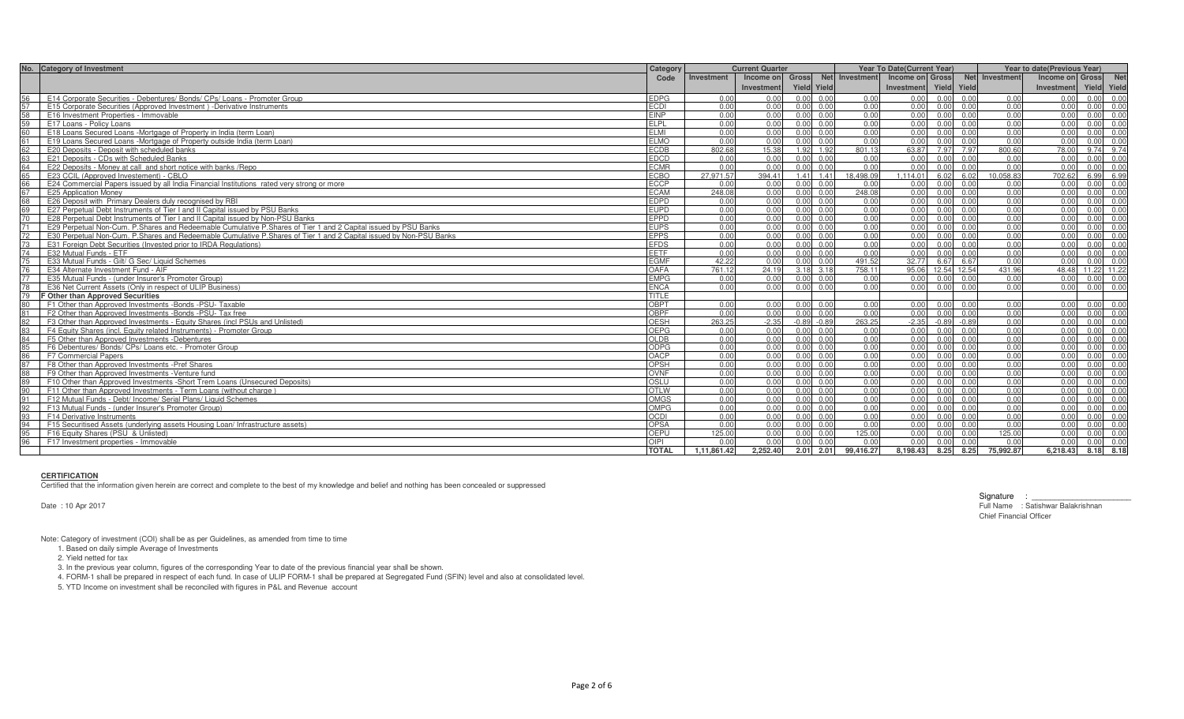| No. | Category of Investment | Category Code | Current Quarter | | | | Year To Date(Current Year) | | | | Year to date(Previous Year) | | | |
|---|---|---|---|---|---|---|---|---|---|---|---|---|---|---|
| | | | Investment | Income on Investment | Gross Yield | Net Yield | Investment | Income on Investment | Gross Yield | Net Yield | Investment | Income on Investment | Gross Yield | Net Yield |
| 56 | E14 Corporate Securities - Debentures/ Bonds/ CPs/ Loans - Promoter Group | EDPG | 0.00 | 0.00 | 0.00 | 0.00 | 0.00 | 0.00 | 0.00 | 0.00 | 0.00 | 0.00 | 0.00 | 0.00 |
| 57 | E15 Corporate Securities (Approved Investment ) -Derivative Instruments | ECDI | 0.00 | 0.00 | 0.00 | 0.00 | 0.00 | 0.00 | 0.00 | 0.00 | 0.00 | 0.00 | 0.00 | 0.00 |
| 58 | E16 Investment Properties - Immovable | EINP | 0.00 | 0.00 | 0.00 | 0.00 | 0.00 | 0.00 | 0.00 | 0.00 | 0.00 | 0.00 | 0.00 | 0.00 |
| 59 | E17 Loans - Policy Loans | ELPL | 0.00 | 0.00 | 0.00 | 0.00 | 0.00 | 0.00 | 0.00 | 0.00 | 0.00 | 0.00 | 0.00 | 0.00 |
| 60 | E18 Loans Secured Loans -Mortgage of Property in India (term Loan) | ELMI | 0.00 | 0.00 | 0.00 | 0.00 | 0.00 | 0.00 | 0.00 | 0.00 | 0.00 | 0.00 | 0.00 | 0.00 |
| 61 | E19 Loans Secured Loans -Mortgage of Property outside India (term Loan) | ELMO | 0.00 | 0.00 | 0.00 | 0.00 | 0.00 | 0.00 | 0.00 | 0.00 | 0.00 | 0.00 | 0.00 | 0.00 |
| 62 | E20 Deposits - Deposit with scheduled banks | ECDB | 802.68 | 15.38 | 1.92 | 1.92 | 801.13 | 63.87 | 7.97 | 7.97 | 800.60 | 78.00 | 9.74 | 9.74 |
| 63 | E21 Deposits - CDs with Scheduled Banks | EDCD | 0.00 | 0.00 | 0.00 | 0.00 | 0.00 | 0.00 | 0.00 | 0.00 | 0.00 | 0.00 | 0.00 | 0.00 |
| 64 | E22 Deposits - Money at call and short notice with banks /Repo | ECMR | 0.00 | 0.00 | 0.00 | 0.00 | 0.00 | 0.00 | 0.00 | 0.00 | 0.00 | 0.00 | 0.00 | 0.00 |
| 65 | E23 CCIL (Approved Investement) - CBLO | ECBO | 27,971.57 | 394.41 | 1.41 | 1.41 | 18,498.09 | 1,114.01 | 6.02 | 6.02 | 10,058.83 | 702.62 | 6.99 | 6.99 |
| 66 | E24 Commercial Papers issued by all India Financial Institutions rated very strong or more | ECCP | 0.00 | 0.00 | 0.00 | 0.00 | 0.00 | 0.00 | 0.00 | 0.00 | 0.00 | 0.00 | 0.00 | 0.00 |
| 67 | E25 Application Money | ECAM | 248.08 | 0.00 | 0.00 | 0.00 | 248.08 | 0.00 | 0.00 | 0.00 | 0.00 | 0.00 | 0.00 | 0.00 |
| 68 | E26 Deposit with Primary Dealers duly recognised by RBI | EDPD | 0.00 | 0.00 | 0.00 | 0.00 | 0.00 | 0.00 | 0.00 | 0.00 | 0.00 | 0.00 | 0.00 | 0.00 |
| 69 | E27 Perpetual Debt Instruments of Tier I and II Capital issued by PSU Banks | EUPD | 0.00 | 0.00 | 0.00 | 0.00 | 0.00 | 0.00 | 0.00 | 0.00 | 0.00 | 0.00 | 0.00 | 0.00 |
| 70 | E28 Perpetual Debt Instruments of Tier I and II Capital issued by Non-PSU Banks | EPPD | 0.00 | 0.00 | 0.00 | 0.00 | 0.00 | 0.00 | 0.00 | 0.00 | 0.00 | 0.00 | 0.00 | 0.00 |
| 71 | E29 Perpetual Non-Cum. P.Shares and Redeemable Cumulative P.Shares of Tier 1 and 2 Capital issued by PSU Banks | EUPS | 0.00 | 0.00 | 0.00 | 0.00 | 0.00 | 0.00 | 0.00 | 0.00 | 0.00 | 0.00 | 0.00 | 0.00 |
| 72 | E30 Perpetual Non-Cum. P.Shares and Redeemable Cumulative P.Shares of Tier 1 and 2 Capital issued by Non-PSU Banks | EPPS | 0.00 | 0.00 | 0.00 | 0.00 | 0.00 | 0.00 | 0.00 | 0.00 | 0.00 | 0.00 | 0.00 | 0.00 |
| 73 | E31 Foreign Debt Securities (Invested prior to IRDA Regulations) | EFDS | 0.00 | 0.00 | 0.00 | 0.00 | 0.00 | 0.00 | 0.00 | 0.00 | 0.00 | 0.00 | 0.00 | 0.00 |
| 74 | E32 Mutual Funds - ETF | EETF | 0.00 | 0.00 | 0.00 | 0.00 | 0.00 | 0.00 | 0.00 | 0.00 | 0.00 | 0.00 | 0.00 | 0.00 |
| 75 | E33 Mutual Funds - Gilt/ G Sec/ Liquid Schemes | EGMF | 42.22 | 0.00 | 0.00 | 0.00 | 491.52 | 32.77 | 6.67 | 6.67 | 0.00 | 0.00 | 0.00 | 0.00 |
| 76 | E34 Alternate Investment Fund - AIF | OAFA | 761.12 | 24.19 | 3.18 | 3.18 | 758.11 | 95.06 | 12.54 | 12.54 | 431.96 | 48.48 | 11.22 | 11.22 |
| 77 | E35 Mutual Funds - (under Insurer's Promoter Group) | EMPG | 0.00 | 0.00 | 0.00 | 0.00 | 0.00 | 0.00 | 0.00 | 0.00 | 0.00 | 0.00 | 0.00 | 0.00 |
| 78 | E36 Net Current Assets (Only in respect of ULIP Business) | ENCA | 0.00 | 0.00 | 0.00 | 0.00 | 0.00 | 0.00 | 0.00 | 0.00 | 0.00 | 0.00 | 0.00 | 0.00 |
| 79 | **F Other than Approved Securities** | TITLE | | | | | | | | | | | | |
| 80 | F1 Other than Approved Investments -Bonds -PSU- Taxable | OBPT | 0.00 | 0.00 | 0.00 | 0.00 | 0.00 | 0.00 | 0.00 | 0.00 | 0.00 | 0.00 | 0.00 | 0.00 |
| 81 | F2 Other than Approved Investments -Bonds -PSU- Tax free | OBPF | 0.00 | 0.00 | 0.00 | 0.00 | 0.00 | 0.00 | 0.00 | 0.00 | 0.00 | 0.00 | 0.00 | 0.00 |
| 82 | F3 Other than Approved Investments - Equity Shares (incl PSUs and Unlisted) | OESH | 263.25 | -2.35 | -0.89 | -0.89 | 263.25 | -2.35 | -0.89 | -0.89 | 0.00 | 0.00 | 0.00 | 0.00 |
| 83 | F4 Equity Shares (incl. Equity related Instruments) - Promoter Group | OEPG | 0.00 | 0.00 | 0.00 | 0.00 | 0.00 | 0.00 | 0.00 | 0.00 | 0.00 | 0.00 | 0.00 | 0.00 |
| 84 | F5 Other than Approved Investments -Debentures | OLDB | 0.00 | 0.00 | 0.00 | 0.00 | 0.00 | 0.00 | 0.00 | 0.00 | 0.00 | 0.00 | 0.00 | 0.00 |
| 85 | F6 Debentures/ Bonds/ CPs/ Loans etc. - Promoter Group | ODPG | 0.00 | 0.00 | 0.00 | 0.00 | 0.00 | 0.00 | 0.00 | 0.00 | 0.00 | 0.00 | 0.00 | 0.00 |
| 86 | F7 Commercial Papers | OACP | 0.00 | 0.00 | 0.00 | 0.00 | 0.00 | 0.00 | 0.00 | 0.00 | 0.00 | 0.00 | 0.00 | 0.00 |
| 87 | F8 Other than Approved Investments -Pref Shares | OPSH | 0.00 | 0.00 | 0.00 | 0.00 | 0.00 | 0.00 | 0.00 | 0.00 | 0.00 | 0.00 | 0.00 | 0.00 |
| 88 | F9 Other than Approved Investments -Venture fund | OVNF | 0.00 | 0.00 | 0.00 | 0.00 | 0.00 | 0.00 | 0.00 | 0.00 | 0.00 | 0.00 | 0.00 | 0.00 |
| 89 | F10 Other than Approved Investments -Short Trem Loans (Unsecured Deposits) | OSLU | 0.00 | 0.00 | 0.00 | 0.00 | 0.00 | 0.00 | 0.00 | 0.00 | 0.00 | 0.00 | 0.00 | 0.00 |
| 90 | F11 Other than Approved Investments - Term Loans (without charge ) | OTLW | 0.00 | 0.00 | 0.00 | 0.00 | 0.00 | 0.00 | 0.00 | 0.00 | 0.00 | 0.00 | 0.00 | 0.00 |
| 91 | F12 Mutual Funds - Debt/ Income/ Serial Plans/ Liquid Schemes | OMGS | 0.00 | 0.00 | 0.00 | 0.00 | 0.00 | 0.00 | 0.00 | 0.00 | 0.00 | 0.00 | 0.00 | 0.00 |
| 92 | F13 Mutual Funds - (under Insurer's Promoter Group) | OMPG | 0.00 | 0.00 | 0.00 | 0.00 | 0.00 | 0.00 | 0.00 | 0.00 | 0.00 | 0.00 | 0.00 | 0.00 |
| 93 | F14 Derivative Instruments | OCDI | 0.00 | 0.00 | 0.00 | 0.00 | 0.00 | 0.00 | 0.00 | 0.00 | 0.00 | 0.00 | 0.00 | 0.00 |
| 94 | F15 Securitised Assets (underlying assets Housing Loan/ Infrastructure assets) | OPSA | 0.00 | 0.00 | 0.00 | 0.00 | 0.00 | 0.00 | 0.00 | 0.00 | 0.00 | 0.00 | 0.00 | 0.00 |
| 95 | F16 Equity Shares (PSU & Unlisted) | OEPU | 125.00 | 0.00 | 0.00 | 0.00 | 125.00 | 0.00 | 0.00 | 0.00 | 125.00 | 0.00 | 0.00 | 0.00 |
| 96 | F17 Investment properties - Immovable | OIPI | 0.00 | 0.00 | 0.00 | 0.00 | 0.00 | 0.00 | 0.00 | 0.00 | 0.00 | 0.00 | 0.00 | 0.00 |
| | | **TOTAL** | **1,11,861.42** | **2,252.40** | **2.01** | **2.01** | **99,416.27** | **8,198.43** | **8.25** | **8.25** | **75,992.87** | **6,218.43** | **8.18** | **8.18** |

**CERTIFICATION**

Certified that the information given herein are correct and complete to the best of my knowledge and belief and nothing has been concealed or suppressed

Date : 10 Apr 2017

Signature : ____________________

Full Name : Satishwar Balakrishnan

Chief Financial Officer

Note: Category of investment (COI) shall be as per Guidelines, as amended from time to time

1. Based on daily simple Average of Investments
2. Yield netted for tax
3. In the previous year column, figures of the corresponding Year to date of the previous financial year shall be shown.
4. FORM-1 shall be prepared in respect of each fund. In case of ULIP FORM-1 shall be prepared at Segregated Fund (SFIN) level and also at consolidated level.
5. YTD Income on investment shall be reconciled with figures in P&L and Revenue account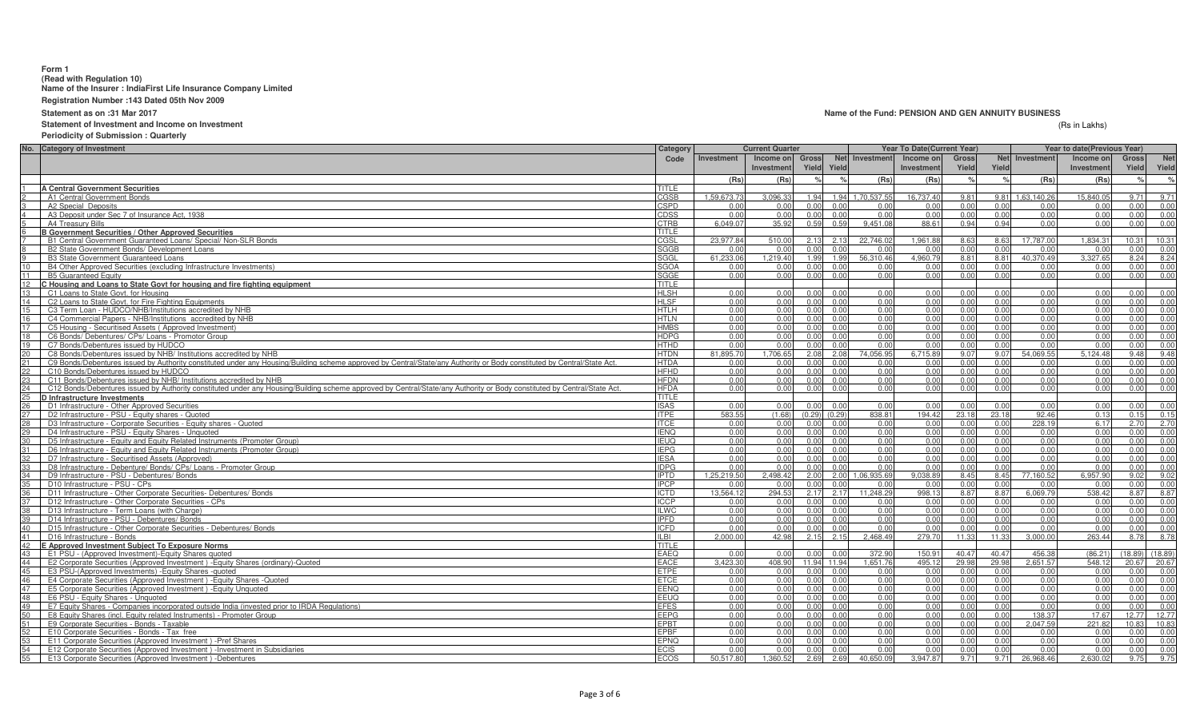**Form 1**
**(Read with Regulation 10)**
**Name of the Insurer : IndiaFirst Life Insurance Company Limited**
**Registration Number :143 Dated 05th Nov 2009**
**Statement as on :31 Mar 2017**
**Statement of Investment and Income on Investment**
**Periodicity of Submission : Quarterly**

**Name of the Fund: PENSION AND GEN ANNUITY BUSINESS**

(Rs in Lakhs)

| No. | Category of Investment | Category Code | Current Quarter | | | | Year To Date(Current Year) | | | | Year to date(Previous Year) | | | |
|---|---|---|---|---|---|---|---|---|---|---|---|---|---|---|
| | | | Investment | Income on Investment | Gross Yield | Net Yield | Investment | Income on Investment | Gross Yield | Net Yield | Investment | Income on Investment | Gross Yield | Net Yield |
| | | | (Rs) | (Rs) | % | % | (Rs) | (Rs) | % | % | (Rs) | (Rs) | % | % |
| 1 | **A Central Government Securities** | TITLE | | | | | | | | | | | | |
| 2 | A1 Central Government Bonds | CGSB | 1,59,673.73 | 3,096.33 | 1.94 | 1.94 | 1,70,537.55 | 16,737.40 | 9.81 | 9.81 | 1,63,140.26 | 15,840.05 | 9.71 | 9.71 |
| 3 | A2 Special Deposits | CSPD | 0.00 | 0.00 | 0.00 | 0.00 | 0.00 | 0.00 | 0.00 | 0.00 | 0.00 | 0.00 | 0.00 | 0.00 |
| 4 | A3 Deposit under Sec 7 of Insurance Act, 1938 | CDSS | 0.00 | 0.00 | 0.00 | 0.00 | 0.00 | 0.00 | 0.00 | 0.00 | 0.00 | 0.00 | 0.00 | 0.00 |
| 5 | A4 Treasury Bills | CTRB | 6,049.07 | 35.92 | 0.59 | 0.59 | 9,451.08 | 88.61 | 0.94 | 0.94 | 0.00 | 0.00 | 0.00 | 0.00 |
| 6 | **B Government Securities / Other Approved Securities** | TITLE | | | | | | | | | | | | |
| 7 | B1 Central Government Guaranteed Loans/ Special/ Non-SLR Bonds | CGSL | 23,977.84 | 510.00 | 2.13 | 2.13 | 22,746.02 | 1,961.88 | 8.63 | 8.63 | 17,787.00 | 1,834.31 | 10.31 | 10.31 |
| 8 | B2 State Government Bonds/ Development Loans | SGGB | 0.00 | 0.00 | 0.00 | 0.00 | 0.00 | 0.00 | 0.00 | 0.00 | 0.00 | 0.00 | 0.00 | 0.00 |
| 9 | B3 State Government Guaranteed Loans | SGGL | 61,233.06 | 1,219.40 | 1.99 | 1.99 | 56,310.46 | 4,960.79 | 8.81 | 8.81 | 40,370.49 | 3,327.65 | 8.24 | 8.24 |
| 10 | B4 Other Approved Securities (excluding Infrastructure Investments) | SGOA | 0.00 | 0.00 | 0.00 | 0.00 | 0.00 | 0.00 | 0.00 | 0.00 | 0.00 | 0.00 | 0.00 | 0.00 |
| 11 | B5 Guaranteed Equity | SGGE | 0.00 | 0.00 | 0.00 | 0.00 | 0.00 | 0.00 | 0.00 | 0.00 | 0.00 | 0.00 | 0.00 | 0.00 |
| 12 | **C Housing and Loans to State Govt for housing and fire fighting equipment** | TITLE | | | | | | | | | | | | |
| 13 | C1 Loans to State Govt. for Housing | HLSH | 0.00 | 0.00 | 0.00 | 0.00 | 0.00 | 0.00 | 0.00 | 0.00 | 0.00 | 0.00 | 0.00 | 0.00 |
| 14 | C2 Loans to State Govt. for Fire Fighting Equipments | HLSF | 0.00 | 0.00 | 0.00 | 0.00 | 0.00 | 0.00 | 0.00 | 0.00 | 0.00 | 0.00 | 0.00 | 0.00 |
| 15 | C3 Term Loan - HUDCO/NHB/Institutions accredited by NHB | HTLH | 0.00 | 0.00 | 0.00 | 0.00 | 0.00 | 0.00 | 0.00 | 0.00 | 0.00 | 0.00 | 0.00 | 0.00 |
| 16 | C4 Commercial Papers - NHB/Institutions accredited by NHB | HTLN | 0.00 | 0.00 | 0.00 | 0.00 | 0.00 | 0.00 | 0.00 | 0.00 | 0.00 | 0.00 | 0.00 | 0.00 |
| 17 | C5 Housing - Securitised Assets ( Approved Investment) | HMBS | 0.00 | 0.00 | 0.00 | 0.00 | 0.00 | 0.00 | 0.00 | 0.00 | 0.00 | 0.00 | 0.00 | 0.00 |
| 18 | C6 Bonds/ Debentures/ CPs/ Loans - Promotor Group | HDPG | 0.00 | 0.00 | 0.00 | 0.00 | 0.00 | 0.00 | 0.00 | 0.00 | 0.00 | 0.00 | 0.00 | 0.00 |
| 19 | C7 Bonds/Debentures issued by HUDCO | HTHD | 0.00 | 0.00 | 0.00 | 0.00 | 0.00 | 0.00 | 0.00 | 0.00 | 0.00 | 0.00 | 0.00 | 0.00 |
| 20 | C8 Bonds/Debentures issued by NHB/ Institutions accredited by NHB | HTDN | 81,895.70 | 1,706.65 | 2.08 | 2.08 | 74,056.95 | 6,715.89 | 9.07 | 9.07 | 54,069.55 | 5,124.48 | 9.48 | 9.48 |
| 21 | C9 Bonds/Debentures issued by Authority constituted under any Housing/Building scheme approved by Central/State/any Authority or Body constituted by Central/State Act. | HTDA | 0.00 | 0.00 | 0.00 | 0.00 | 0.00 | 0.00 | 0.00 | 0.00 | 0.00 | 0.00 | 0.00 | 0.00 |
| 22 | C10 Bonds/Debentures issued by HUDCO | HFHD | 0.00 | 0.00 | 0.00 | 0.00 | 0.00 | 0.00 | 0.00 | 0.00 | 0.00 | 0.00 | 0.00 | 0.00 |
| 23 | C11 Bonds/Debentures issued by NHB/ Institutions accredited by NHB | HFDN | 0.00 | 0.00 | 0.00 | 0.00 | 0.00 | 0.00 | 0.00 | 0.00 | 0.00 | 0.00 | 0.00 | 0.00 |
| 24 | C12 Bonds/Debentures issued by Authority constituted under any Housing/Building scheme approved by Central/State/any Authority or Body constituted by Central/State Act. | HFDA | 0.00 | 0.00 | 0.00 | 0.00 | 0.00 | 0.00 | 0.00 | 0.00 | 0.00 | 0.00 | 0.00 | 0.00 |
| 25 | **D Infrastructure Investments** | TITLE | | | | | | | | | | | | |
| 26 | D1 Infrastructure - Other Approved Securities | ISAS | 0.00 | 0.00 | 0.00 | 0.00 | 0.00 | 0.00 | 0.00 | 0.00 | 0.00 | 0.00 | 0.00 | 0.00 |
| 27 | D2 Infrastructure - PSU - Equity shares - Quoted | ITPE | 583.55 | (1.68) | (0.29) | (0.29) | 838.81 | 194.42 | 23.18 | 23.18 | 92.46 | 0.13 | 0.15 | 0.15 |
| 28 | D3 Infrastructure - Corporate Securities - Equity shares - Quoted | ITCE | 0.00 | 0.00 | 0.00 | 0.00 | 0.00 | 0.00 | 0.00 | 0.00 | 228.19 | 6.17 | 2.70 | 2.70 |
| 29 | D4 Infrastructure - PSU - Equity Shares - Unquoted | IENQ | 0.00 | 0.00 | 0.00 | 0.00 | 0.00 | 0.00 | 0.00 | 0.00 | 0.00 | 0.00 | 0.00 | 0.00 |
| 30 | D5 Infrastructure - Equity and Equity Related Instruments (Promoter Group) | IEUQ | 0.00 | 0.00 | 0.00 | 0.00 | 0.00 | 0.00 | 0.00 | 0.00 | 0.00 | 0.00 | 0.00 | 0.00 |
| 31 | D6 Infrastructure - Equity and Equity Related Instruments (Promoter Group) | IEPG | 0.00 | 0.00 | 0.00 | 0.00 | 0.00 | 0.00 | 0.00 | 0.00 | 0.00 | 0.00 | 0.00 | 0.00 |
| 32 | D7 Infrastructure - Securitised Assets (Approved) | IESA | 0.00 | 0.00 | 0.00 | 0.00 | 0.00 | 0.00 | 0.00 | 0.00 | 0.00 | 0.00 | 0.00 | 0.00 |
| 33 | D8 Infrastructure - Debenture/ Bonds/ CPs/ Loans - Promoter Group | IDPG | 0.00 | 0.00 | 0.00 | 0.00 | 0.00 | 0.00 | 0.00 | 0.00 | 0.00 | 0.00 | 0.00 | 0.00 |
| 34 | D9 Infrastructure - PSU - Debentures/ Bonds | IPTD | 1,25,219.50 | 2,498.42 | 2.00 | 2.00 | 1,06,935.69 | 9,038.89 | 8.45 | 8.45 | 77,160.52 | 6,957.90 | 9.02 | 9.02 |
| 35 | D10 Infrastructure - PSU - CPs | IPCP | 0.00 | 0.00 | 0.00 | 0.00 | 0.00 | 0.00 | 0.00 | 0.00 | 0.00 | 0.00 | 0.00 | 0.00 |
| 36 | D11 Infrastructure - Other Corporate Securities- Debentures/ Bonds | ICTD | 13,564.12 | 294.53 | 2.17 | 2.17 | 11,248.29 | 998.13 | 8.87 | 8.87 | 6,069.79 | 538.42 | 8.87 | 8.87 |
| 37 | D12 Infrastructure - Other Corporate Securities - CPs | ICCP | 0.00 | 0.00 | 0.00 | 0.00 | 0.00 | 0.00 | 0.00 | 0.00 | 0.00 | 0.00 | 0.00 | 0.00 |
| 38 | D13 Infrastructure - Term Loans (with Charge) | ILWC | 0.00 | 0.00 | 0.00 | 0.00 | 0.00 | 0.00 | 0.00 | 0.00 | 0.00 | 0.00 | 0.00 | 0.00 |
| 39 | D14 Infrastructure - PSU - Debentures/ Bonds | IPFD | 0.00 | 0.00 | 0.00 | 0.00 | 0.00 | 0.00 | 0.00 | 0.00 | 0.00 | 0.00 | 0.00 | 0.00 |
| 40 | D15 Infrastructure - Other Corporate Securities - Debentures/ Bonds | ICFD | 0.00 | 0.00 | 0.00 | 0.00 | 0.00 | 0.00 | 0.00 | 0.00 | 0.00 | 0.00 | 0.00 | 0.00 |
| 41 | D16 Infrastructure - Bonds | ILBI | 2,000.00 | 42.98 | 2.15 | 2.15 | 2,468.49 | 279.70 | 11.33 | 11.33 | 3,000.00 | 263.44 | 8.78 | 8.78 |
| 42 | **E Approved Investment Subject To Exposure Norms** | TITLE | | | | | | | | | | | | |
| 43 | E1 PSU - (Approved Investment)-Equity Shares quoted | EAEQ | 0.00 | 0.00 | 0.00 | 0.00 | 372.90 | 150.91 | 40.47 | 40.47 | 456.38 | (86.21) | (18.89) | (18.89) |
| 44 | E2 Corporate Securities (Approved Investment ) -Equity Shares (ordinary)-Quoted | EACE | 3,423.30 | 408.90 | 11.94 | 11.94 | 1,651.76 | 495.12 | 29.98 | 29.98 | 2,651.57 | 548.12 | 20.67 | 20.67 |
| 45 | E3 PSU-(Approved Investments) -Equity Shares -quoted | ETPE | 0.00 | 0.00 | 0.00 | 0.00 | 0.00 | 0.00 | 0.00 | 0.00 | 0.00 | 0.00 | 0.00 | 0.00 |
| 46 | E4 Corporate Securities (Approved Investment ) -Equity Shares -Quoted | ETCE | 0.00 | 0.00 | 0.00 | 0.00 | 0.00 | 0.00 | 0.00 | 0.00 | 0.00 | 0.00 | 0.00 | 0.00 |
| 47 | E5 Corporate Securities (Approved Investment ) -Equity Unquoted | EENQ | 0.00 | 0.00 | 0.00 | 0.00 | 0.00 | 0.00 | 0.00 | 0.00 | 0.00 | 0.00 | 0.00 | 0.00 |
| 48 | E6 PSU - Equity Shares - Unquoted | EEUQ | 0.00 | 0.00 | 0.00 | 0.00 | 0.00 | 0.00 | 0.00 | 0.00 | 0.00 | 0.00 | 0.00 | 0.00 |
| 49 | E7 Equity Shares - Companies incorporated outside India (invested prior to IRDA Regulations) | EFES | 0.00 | 0.00 | 0.00 | 0.00 | 0.00 | 0.00 | 0.00 | 0.00 | 0.00 | 0.00 | 0.00 | 0.00 |
| 50 | E8 Equity Shares (incl. Equity related Instruments) - Promoter Group | EEPG | 0.00 | 0.00 | 0.00 | 0.00 | 0.00 | 0.00 | 0.00 | 0.00 | 138.37 | 17.67 | 12.77 | 12.77 |
| 51 | E9 Corporate Securities - Bonds - Taxable | EPBT | 0.00 | 0.00 | 0.00 | 0.00 | 0.00 | 0.00 | 0.00 | 0.00 | 2,047.59 | 221.82 | 10.83 | 10.83 |
| 52 | E10 Corporate Securities - Bonds - Tax free | EPBF | 0.00 | 0.00 | 0.00 | 0.00 | 0.00 | 0.00 | 0.00 | 0.00 | 0.00 | 0.00 | 0.00 | 0.00 |
| 53 | E11 Corporate Securities (Approved Investment ) -Pref Shares | EPNQ | 0.00 | 0.00 | 0.00 | 0.00 | 0.00 | 0.00 | 0.00 | 0.00 | 0.00 | 0.00 | 0.00 | 0.00 |
| 54 | E12 Corporate Securities (Approved Investment ) -Investment in Subsidiaries | ECIS | 0.00 | 0.00 | 0.00 | 0.00 | 0.00 | 0.00 | 0.00 | 0.00 | 0.00 | 0.00 | 0.00 | 0.00 |
| 55 | E13 Corporate Securities (Approved Investment ) -Debentures | ECOS | 50,517.80 | 1,360.52 | 2.69 | 2.69 | 40,650.09 | 3,947.87 | 9.71 | 9.71 | 26,968.46 | 2,630.02 | 9.75 | 9.75 |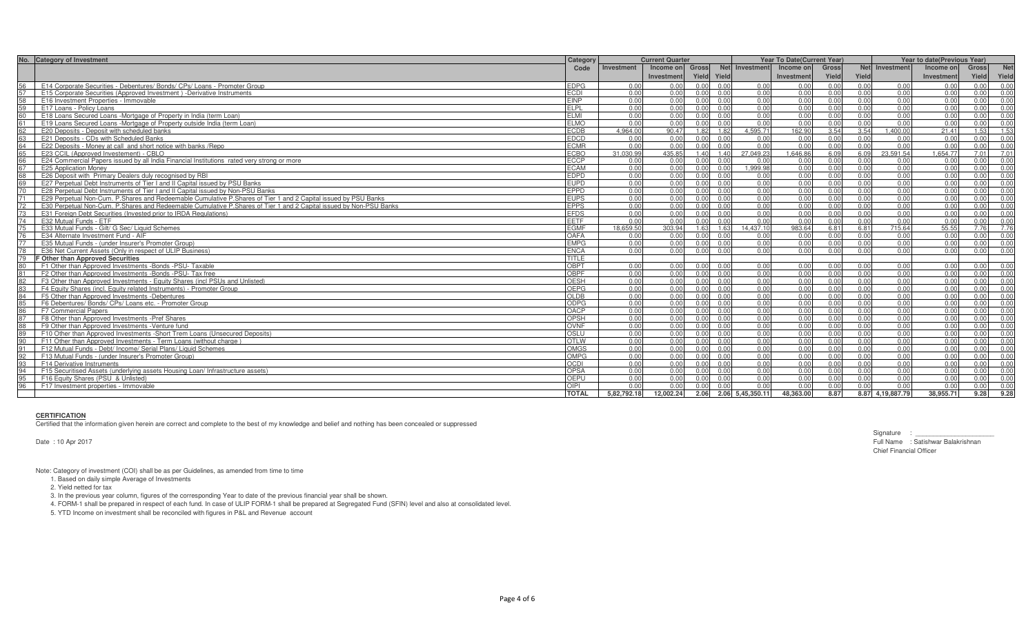| No. | Category of Investment | Category Code | Current Quarter | | | | Year To Date(Current Year) | | | | Year to date(Previous Year) | | | |
|---|---|---|---|---|---|---|---|---|---|---|---|---|---|---|
| | | | Investment | Income on Investment | Gross Yield | Net Yield | Investment | Income on Investment | Gross Yield | Net Yield | Investment | Income on Investment | Gross Yield | Net Yield |
| 56 | E14 Corporate Securities - Debentures/ Bonds/ CPs/ Loans - Promoter Group | EDPG | 0.00 | 0.00 | 0.00 | 0.00 | 0.00 | 0.00 | 0.00 | 0.00 | 0.00 | 0.00 | 0.00 | 0.00 |
| 57 | E15 Corporate Securities (Approved Investment ) -Derivative Instruments | ECDI | 0.00 | 0.00 | 0.00 | 0.00 | 0.00 | 0.00 | 0.00 | 0.00 | 0.00 | 0.00 | 0.00 | 0.00 |
| 58 | E16 Investment Properties - Immovable | EINP | 0.00 | 0.00 | 0.00 | 0.00 | 0.00 | 0.00 | 0.00 | 0.00 | 0.00 | 0.00 | 0.00 | 0.00 |
| 59 | E17 Loans - Policy Loans | ELPL | 0.00 | 0.00 | 0.00 | 0.00 | 0.00 | 0.00 | 0.00 | 0.00 | 0.00 | 0.00 | 0.00 | 0.00 |
| 60 | E18 Loans Secured Loans -Mortgage of Property in India (term Loan) | ELMI | 0.00 | 0.00 | 0.00 | 0.00 | 0.00 | 0.00 | 0.00 | 0.00 | 0.00 | 0.00 | 0.00 | 0.00 |
| 61 | E19 Loans Secured Loans -Mortgage of Property outside India (term Loan) | ELMO | 0.00 | 0.00 | 0.00 | 0.00 | 0.00 | 0.00 | 0.00 | 0.00 | 0.00 | 0.00 | 0.00 | 0.00 |
| 62 | E20 Deposits - Deposit with scheduled banks | ECDB | 4,964.00 | 90.47 | 1.82 | 1.82 | 4,595.71 | 162.90 | 3.54 | 3.54 | 1,400.00 | 21.41 | 1.53 | 1.53 |
| 63 | E21 Deposits - CDs with Scheduled Banks | EDCD | 0.00 | 0.00 | 0.00 | 0.00 | 0.00 | 0.00 | 0.00 | 0.00 | 0.00 | 0.00 | 0.00 | 0.00 |
| 64 | E22 Deposits - Money at call and short notice with banks /Repo | ECMR | 0.00 | 0.00 | 0.00 | 0.00 | 0.00 | 0.00 | 0.00 | 0.00 | 0.00 | 0.00 | 0.00 | 0.00 |
| 65 | E23 CCIL (Approved Investement) - CBLO | ECBO | 31,030.99 | 435.85 | 1.40 | 1.40 | 27,049.23 | 1,646.86 | 6.09 | 6.09 | 23,591.54 | 1,654.77 | 7.01 | 7.01 |
| 66 | E24 Commercial Papers issued by all India Financial Institutions rated very strong or more | ECCP | 0.00 | 0.00 | 0.00 | 0.00 | 0.00 | 0.00 | 0.00 | 0.00 | 0.00 | 0.00 | 0.00 | 0.00 |
| 67 | E25 Application Money | ECAM | 0.00 | 0.00 | 0.00 | 0.00 | 1,999.98 | 0.00 | 0.00 | 0.00 | 0.00 | 0.00 | 0.00 | 0.00 |
| 68 | E26 Deposit with Primary Dealers duly recognised by RBI | EDPD | 0.00 | 0.00 | 0.00 | 0.00 | 0.00 | 0.00 | 0.00 | 0.00 | 0.00 | 0.00 | 0.00 | 0.00 |
| 69 | E27 Perpetual Debt Instruments of Tier I and II Capital issued by PSU Banks | EUPD | 0.00 | 0.00 | 0.00 | 0.00 | 0.00 | 0.00 | 0.00 | 0.00 | 0.00 | 0.00 | 0.00 | 0.00 |
| 70 | E28 Perpetual Debt Instruments of Tier I and II Capital issued by Non-PSU Banks | EPPD | 0.00 | 0.00 | 0.00 | 0.00 | 0.00 | 0.00 | 0.00 | 0.00 | 0.00 | 0.00 | 0.00 | 0.00 |
| 71 | E29 Perpetual Non-Cum. P.Shares and Redeemable Cumulative P.Shares of Tier 1 and 2 Capital issued by PSU Banks | EUPS | 0.00 | 0.00 | 0.00 | 0.00 | 0.00 | 0.00 | 0.00 | 0.00 | 0.00 | 0.00 | 0.00 | 0.00 |
| 72 | E30 Perpetual Non-Cum. P.Shares and Redeemable Cumulative P.Shares of Tier 1 and 2 Capital issued by Non-PSU Banks | EPPS | 0.00 | 0.00 | 0.00 | 0.00 | 0.00 | 0.00 | 0.00 | 0.00 | 0.00 | 0.00 | 0.00 | 0.00 |
| 73 | E31 Foreign Debt Securities (Invested prior to IRDA Regulations) | EFDS | 0.00 | 0.00 | 0.00 | 0.00 | 0.00 | 0.00 | 0.00 | 0.00 | 0.00 | 0.00 | 0.00 | 0.00 |
| 74 | E32 Mutual Funds - ETF | EETF | 0.00 | 0.00 | 0.00 | 0.00 | 0.00 | 0.00 | 0.00 | 0.00 | 0.00 | 0.00 | 0.00 | 0.00 |
| 75 | E33 Mutual Funds - Gilt/ G Sec/ Liquid Schemes | EGMF | 18,659.50 | 303.94 | 1.63 | 1.63 | 14,437.10 | 983.64 | 6.81 | 6.81 | 715.64 | 55.55 | 7.76 | 7.76 |
| 76 | E34 Alternate Investment Fund - AIF | OAFA | 0.00 | 0.00 | 0.00 | 0.00 | 0.00 | 0.00 | 0.00 | 0.00 | 0.00 | 0.00 | 0.00 | 0.00 |
| 77 | E35 Mutual Funds - (under Insurer's Promoter Group) | EMPG | 0.00 | 0.00 | 0.00 | 0.00 | 0.00 | 0.00 | 0.00 | 0.00 | 0.00 | 0.00 | 0.00 | 0.00 |
| 78 | E36 Net Current Assets (Only in respect of ULIP Business) | ENCA | 0.00 | 0.00 | 0.00 | 0.00 | 0.00 | 0.00 | 0.00 | 0.00 | 0.00 | 0.00 | 0.00 | 0.00 |
| 79 | **F Other than Approved Securities** | TITLE | | | | | | | | | | | | |
| 80 | F1 Other than Approved Investments -Bonds -PSU- Taxable | OBPT | 0.00 | 0.00 | 0.00 | 0.00 | 0.00 | 0.00 | 0.00 | 0.00 | 0.00 | 0.00 | 0.00 | 0.00 |
| 81 | F2 Other than Approved Investments -Bonds -PSU- Tax free | OBPF | 0.00 | 0.00 | 0.00 | 0.00 | 0.00 | 0.00 | 0.00 | 0.00 | 0.00 | 0.00 | 0.00 | 0.00 |
| 82 | F3 Other than Approved Investments - Equity Shares (incl PSUs and Unlisted) | OESH | 0.00 | 0.00 | 0.00 | 0.00 | 0.00 | 0.00 | 0.00 | 0.00 | 0.00 | 0.00 | 0.00 | 0.00 |
| 83 | F4 Equity Shares (incl. Equity related Instruments) - Promoter Group | OEPG | 0.00 | 0.00 | 0.00 | 0.00 | 0.00 | 0.00 | 0.00 | 0.00 | 0.00 | 0.00 | 0.00 | 0.00 |
| 84 | F5 Other than Approved Investments -Debentures | OLDB | 0.00 | 0.00 | 0.00 | 0.00 | 0.00 | 0.00 | 0.00 | 0.00 | 0.00 | 0.00 | 0.00 | 0.00 |
| 85 | F6 Debentures/ Bonds/ CPs/ Loans etc. - Promoter Group | ODPG | 0.00 | 0.00 | 0.00 | 0.00 | 0.00 | 0.00 | 0.00 | 0.00 | 0.00 | 0.00 | 0.00 | 0.00 |
| 86 | F7 Commercial Papers | OACP | 0.00 | 0.00 | 0.00 | 0.00 | 0.00 | 0.00 | 0.00 | 0.00 | 0.00 | 0.00 | 0.00 | 0.00 |
| 87 | F8 Other than Approved Investments -Pref Shares | OPSH | 0.00 | 0.00 | 0.00 | 0.00 | 0.00 | 0.00 | 0.00 | 0.00 | 0.00 | 0.00 | 0.00 | 0.00 |
| 88 | F9 Other than Approved Investments -Venture fund | OVNF | 0.00 | 0.00 | 0.00 | 0.00 | 0.00 | 0.00 | 0.00 | 0.00 | 0.00 | 0.00 | 0.00 | 0.00 |
| 89 | F10 Other than Approved Investments -Short Trem Loans (Unsecured Deposits) | OSLU | 0.00 | 0.00 | 0.00 | 0.00 | 0.00 | 0.00 | 0.00 | 0.00 | 0.00 | 0.00 | 0.00 | 0.00 |
| 90 | F11 Other than Approved Investments - Term Loans (without charge ) | OTLW | 0.00 | 0.00 | 0.00 | 0.00 | 0.00 | 0.00 | 0.00 | 0.00 | 0.00 | 0.00 | 0.00 | 0.00 |
| 91 | F12 Mutual Funds - Debt/ Income/ Serial Plans/ Liquid Schemes | OMGS | 0.00 | 0.00 | 0.00 | 0.00 | 0.00 | 0.00 | 0.00 | 0.00 | 0.00 | 0.00 | 0.00 | 0.00 |
| 92 | F13 Mutual Funds - (under Insurer's Promoter Group) | OMPG | 0.00 | 0.00 | 0.00 | 0.00 | 0.00 | 0.00 | 0.00 | 0.00 | 0.00 | 0.00 | 0.00 | 0.00 |
| 93 | F14 Derivative Instruments | OCDI | 0.00 | 0.00 | 0.00 | 0.00 | 0.00 | 0.00 | 0.00 | 0.00 | 0.00 | 0.00 | 0.00 | 0.00 |
| 94 | F15 Securitised Assets (underlying assets Housing Loan/ Infrastructure assets) | OPSA | 0.00 | 0.00 | 0.00 | 0.00 | 0.00 | 0.00 | 0.00 | 0.00 | 0.00 | 0.00 | 0.00 | 0.00 |
| 95 | F16 Equity Shares (PSU & Unlisted) | OEPU | 0.00 | 0.00 | 0.00 | 0.00 | 0.00 | 0.00 | 0.00 | 0.00 | 0.00 | 0.00 | 0.00 | 0.00 |
| 96 | F17 Investment properties - Immovable | OIPI | 0.00 | 0.00 | 0.00 | 0.00 | 0.00 | 0.00 | 0.00 | 0.00 | 0.00 | 0.00 | 0.00 | 0.00 |
| | | **TOTAL** | **5,82,792.18** | **12,002.24** | **2.06** | **2.06** | **5,45,350.11** | **48,363.00** | **8.87** | **8.87** | **4,19,887.79** | **38,955.71** | **9.28** | **9.28** |

**CERTIFICATION**

Certified that the information given herein are correct and complete to the best of my knowledge and belief and nothing has been concealed or suppressed

Date : 10 Apr 2017

Signature : ____________________

Full Name : Satishwar Balakrishnan

Chief Financial Officer

Note: Category of investment (COI) shall be as per Guidelines, as amended from time to time

1. Based on daily simple Average of Investments
2. Yield netted for tax
3. In the previous year column, figures of the corresponding Year to date of the previous financial year shall be shown.
4. FORM-1 shall be prepared in respect of each fund. In case of ULIP FORM-1 shall be prepared at Segregated Fund (SFIN) level and also at consolidated level.
5. YTD Income on investment shall be reconciled with figures in P&L and Revenue account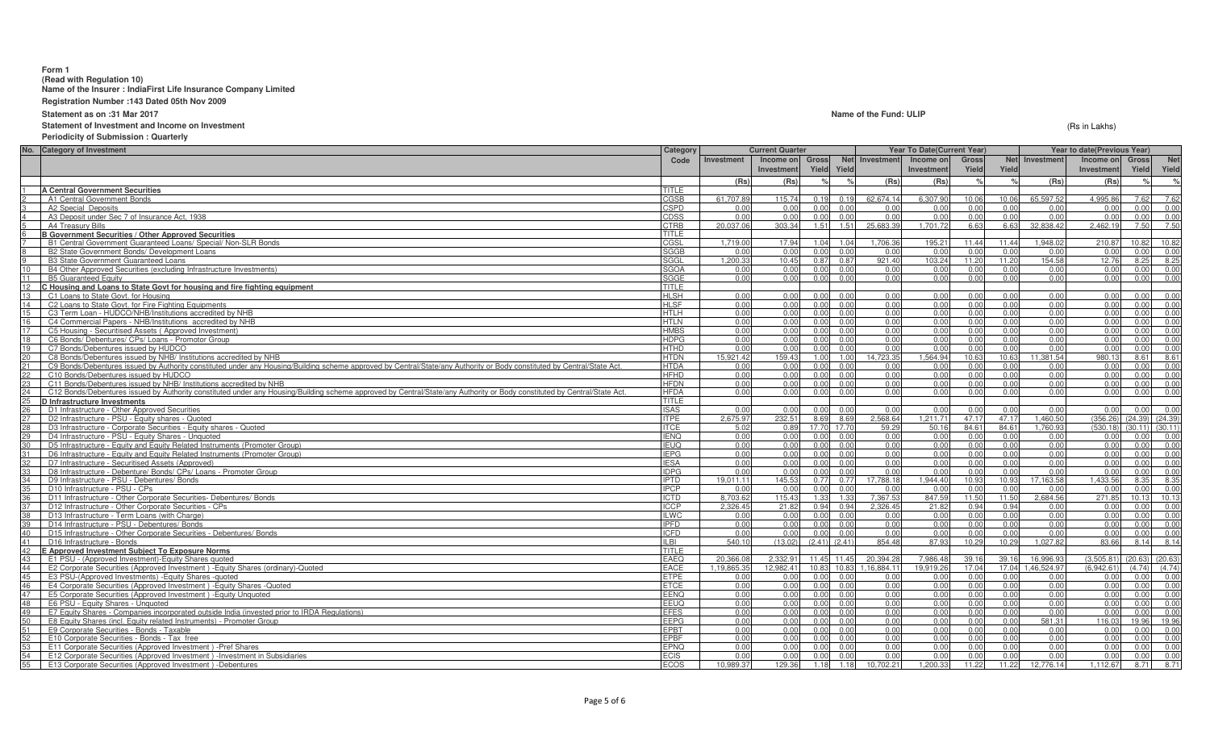**Form 1**
**(Read with Regulation 10)**
**Name of the Insurer : IndiaFirst Life Insurance Company Limited**
**Registration Number :143 Dated 05th Nov 2009**
**Statement as on :31 Mar 2017**
**Name of the Fund: ULIP**
**Statement of Investment and Income on Investment**
**Periodicity of Submission : Quarterly**

(Rs in Lakhs)

| No. | Category of Investment | Category Code | Current Quarter | | | | Year To Date(Current Year) | | | | Year to date(Previous Year) | | | |
|---|---|---|---|---|---|---|---|---|---|---|---|---|---|---|
| | | | Investment | Income on Investment | Gross Yield | Net Yield | Investment | Income on Investment | Gross Yield | Net Yield | Investment | Income on Investment | Gross Yield | Net Yield |
| | | | (Rs) | (Rs) | % | % | (Rs) | (Rs) | % | % | (Rs) | (Rs) | % | % |
| 1 | **A Central Government Securities** | TITLE | | | | | | | | | | | | |
| 2 | A1 Central Government Bonds | CGSB | 61,707.89 | 115.74 | 0.19 | 0.19 | 62,674.14 | 6,307.90 | 10.06 | 10.06 | 65,597.52 | 4,995.86 | 7.62 | 7.62 |
| 3 | A2 Special Deposits | CSPD | 0.00 | 0.00 | 0.00 | 0.00 | 0.00 | 0.00 | 0.00 | 0.00 | 0.00 | 0.00 | 0.00 | 0.00 |
| 4 | A3 Deposit under Sec 7 of Insurance Act, 1938 | CDSS | 0.00 | 0.00 | 0.00 | 0.00 | 0.00 | 0.00 | 0.00 | 0.00 | 0.00 | 0.00 | 0.00 | 0.00 |
| 5 | A4 Treasury Bills | CTRB | 20,037.06 | 303.34 | 1.51 | 1.51 | 25,683.39 | 1,701.72 | 6.63 | 6.63 | 32,838.42 | 2,462.19 | 7.50 | 7.50 |
| 6 | **B Government Securities / Other Approved Securities** | TITLE | | | | | | | | | | | | |
| 7 | B1 Central Government Guaranteed Loans/ Special/ Non-SLR Bonds | CGSL | 1,719.00 | 17.94 | 1.04 | 1.04 | 1,706.36 | 195.21 | 11.44 | 11.44 | 1,948.02 | 210.87 | 10.82 | 10.82 |
| 8 | B2 State Government Bonds/ Development Loans | SGGB | 0.00 | 0.00 | 0.00 | 0.00 | 0.00 | 0.00 | 0.00 | 0.00 | 0.00 | 0.00 | 0.00 | 0.00 |
| 9 | B3 State Government Guaranteed Loans | SGGL | 1,200.33 | 10.45 | 0.87 | 0.87 | 921.40 | 103.24 | 11.20 | 11.20 | 154.58 | 12.76 | 8.25 | 8.25 |
| 10 | B4 Other Approved Securities (excluding Infrastructure Investments) | SGOA | 0.00 | 0.00 | 0.00 | 0.00 | 0.00 | 0.00 | 0.00 | 0.00 | 0.00 | 0.00 | 0.00 | 0.00 |
| 11 | B5 Guaranteed Equity | SGGE | 0.00 | 0.00 | 0.00 | 0.00 | 0.00 | 0.00 | 0.00 | 0.00 | 0.00 | 0.00 | 0.00 | 0.00 |
| 12 | **C Housing and Loans to State Govt for housing and fire fighting equipment** | TITLE | | | | | | | | | | | | |
| 13 | C1 Loans to State Govt. for Housing | HLSH | 0.00 | 0.00 | 0.00 | 0.00 | 0.00 | 0.00 | 0.00 | 0.00 | 0.00 | 0.00 | 0.00 | 0.00 |
| 14 | C2 Loans to State Govt. for Fire Fighting Equipments | HLSF | 0.00 | 0.00 | 0.00 | 0.00 | 0.00 | 0.00 | 0.00 | 0.00 | 0.00 | 0.00 | 0.00 | 0.00 |
| 15 | C3 Term Loan - HUDCO/NHB/Institutions accredited by NHB | HTLH | 0.00 | 0.00 | 0.00 | 0.00 | 0.00 | 0.00 | 0.00 | 0.00 | 0.00 | 0.00 | 0.00 | 0.00 |
| 16 | C4 Commercial Papers - NHB/Institutions accredited by NHB | HTLN | 0.00 | 0.00 | 0.00 | 0.00 | 0.00 | 0.00 | 0.00 | 0.00 | 0.00 | 0.00 | 0.00 | 0.00 |
| 17 | C5 Housing - Securitised Assets ( Approved Investment) | HMBS | 0.00 | 0.00 | 0.00 | 0.00 | 0.00 | 0.00 | 0.00 | 0.00 | 0.00 | 0.00 | 0.00 | 0.00 |
| 18 | C6 Bonds/ Debentures/ CPs/ Loans - Promotor Group | HDPG | 0.00 | 0.00 | 0.00 | 0.00 | 0.00 | 0.00 | 0.00 | 0.00 | 0.00 | 0.00 | 0.00 | 0.00 |
| 19 | C7 Bonds/Debentures issued by HUDCO | HTHD | 0.00 | 0.00 | 0.00 | 0.00 | 0.00 | 0.00 | 0.00 | 0.00 | 0.00 | 0.00 | 0.00 | 0.00 |
| 20 | C8 Bonds/Debentures issued by NHB/ Institutions accredited by NHB | HTDN | 15,921.42 | 159.43 | 1.00 | 1.00 | 14,723.35 | 1,564.94 | 10.63 | 10.63 | 11,381.54 | 980.13 | 8.61 | 8.61 |
| 21 | C9 Bonds/Debentures issued by Authority constituted under any Housing/Building scheme approved by Central/State/any Authority or Body constituted by Central/State Act. | HTDA | 0.00 | 0.00 | 0.00 | 0.00 | 0.00 | 0.00 | 0.00 | 0.00 | 0.00 | 0.00 | 0.00 | 0.00 |
| 22 | C10 Bonds/Debentures issued by HUDCO | HFHD | 0.00 | 0.00 | 0.00 | 0.00 | 0.00 | 0.00 | 0.00 | 0.00 | 0.00 | 0.00 | 0.00 | 0.00 |
| 23 | C11 Bonds/Debentures issued by NHB/ Institutions accredited by NHB | HFDN | 0.00 | 0.00 | 0.00 | 0.00 | 0.00 | 0.00 | 0.00 | 0.00 | 0.00 | 0.00 | 0.00 | 0.00 |
| 24 | C12 Bonds/Debentures issued by Authority constituted under any Housing/Building scheme approved by Central/State/any Authority or Body constituted by Central/State Act. | HFDA | 0.00 | 0.00 | 0.00 | 0.00 | 0.00 | 0.00 | 0.00 | 0.00 | 0.00 | 0.00 | 0.00 | 0.00 |
| 25 | **D Infrastructure Investments** | TITLE | | | | | | | | | | | | |
| 26 | D1 Infrastructure - Other Approved Securities | ISAS | 0.00 | 0.00 | 0.00 | 0.00 | 0.00 | 0.00 | 0.00 | 0.00 | 0.00 | 0.00 | 0.00 | 0.00 |
| 27 | D2 Infrastructure - PSU - Equity shares - Quoted | ITPE | 2,675.97 | 232.51 | 8.69 | 8.69 | 2,568.64 | 1,211.71 | 47.17 | 47.17 | 1,460.50 | (356.26) | (24.39) | (24.39) |
| 28 | D3 Infrastructure - Corporate Securities - Equity shares - Quoted | ITCE | 5.02 | 0.89 | 17.70 | 17.70 | 59.29 | 50.16 | 84.61 | 84.61 | 1,760.93 | (530.18) | (30.11) | (30.11) |
| 29 | D4 Infrastructure - PSU - Equity Shares - Unquoted | IENQ | 0.00 | 0.00 | 0.00 | 0.00 | 0.00 | 0.00 | 0.00 | 0.00 | 0.00 | 0.00 | 0.00 | 0.00 |
| 30 | D5 Infrastructure - Equity and Equity Related Instruments (Promoter Group) | IEUQ | 0.00 | 0.00 | 0.00 | 0.00 | 0.00 | 0.00 | 0.00 | 0.00 | 0.00 | 0.00 | 0.00 | 0.00 |
| 31 | D6 Infrastructure - Equity and Equity Related Instruments (Promoter Group) | IEPG | 0.00 | 0.00 | 0.00 | 0.00 | 0.00 | 0.00 | 0.00 | 0.00 | 0.00 | 0.00 | 0.00 | 0.00 |
| 32 | D7 Infrastructure - Securitised Assets (Approved) | IESA | 0.00 | 0.00 | 0.00 | 0.00 | 0.00 | 0.00 | 0.00 | 0.00 | 0.00 | 0.00 | 0.00 | 0.00 |
| 33 | D8 Infrastructure - Debenture/ Bonds/ CPs/ Loans - Promoter Group | IDPG | 0.00 | 0.00 | 0.00 | 0.00 | 0.00 | 0.00 | 0.00 | 0.00 | 0.00 | 0.00 | 0.00 | 0.00 |
| 34 | D9 Infrastructure - PSU - Debentures/ Bonds | IPTD | 19,011.11 | 145.53 | 0.77 | 0.77 | 17,788.18 | 1,944.40 | 10.93 | 10.93 | 17,163.58 | 1,433.56 | 8.35 | 8.35 |
| 35 | D10 Infrastructure - PSU - CPs | IPCP | 0.00 | 0.00 | 0.00 | 0.00 | 0.00 | 0.00 | 0.00 | 0.00 | 0.00 | 0.00 | 0.00 | 0.00 |
| 36 | D11 Infrastructure - Other Corporate Securities- Debentures/ Bonds | ICTD | 8,703.62 | 115.43 | 1.33 | 1.33 | 7,367.53 | 847.59 | 11.50 | 11.50 | 2,684.56 | 271.85 | 10.13 | 10.13 |
| 37 | D12 Infrastructure - Other Corporate Securities - CPs | ICCP | 2,326.45 | 21.82 | 0.94 | 0.94 | 2,326.45 | 21.82 | 0.94 | 0.94 | 0.00 | 0.00 | 0.00 | 0.00 |
| 38 | D13 Infrastructure - Term Loans (with Charge) | ILWC | 0.00 | 0.00 | 0.00 | 0.00 | 0.00 | 0.00 | 0.00 | 0.00 | 0.00 | 0.00 | 0.00 | 0.00 |
| 39 | D14 Infrastructure - PSU - Debentures/ Bonds | IPFD | 0.00 | 0.00 | 0.00 | 0.00 | 0.00 | 0.00 | 0.00 | 0.00 | 0.00 | 0.00 | 0.00 | 0.00 |
| 40 | D15 Infrastructure - Other Corporate Securities - Debentures/ Bonds | ICFD | 0.00 | 0.00 | 0.00 | 0.00 | 0.00 | 0.00 | 0.00 | 0.00 | 0.00 | 0.00 | 0.00 | 0.00 |
| 41 | D16 Infrastructure - Bonds | ILBI | 540.10 | (13.02) | (2.41) | (2.41) | 854.48 | 87.93 | 10.29 | 10.29 | 1,027.82 | 83.66 | 8.14 | 8.14 |
| 42 | **E Approved Investment Subject To Exposure Norms** | TITLE | | | | | | | | | | | | |
| 43 | E1 PSU - (Approved Investment)-Equity Shares quoted | EAEQ | 20,366.08 | 2,332.91 | 11.45 | 11.45 | 20,394.28 | 7,986.48 | 39.16 | 39.16 | 16,996.93 | (3,505.81) | (20.63) | (20.63) |
| 44 | E2 Corporate Securities (Approved Investment ) -Equity Shares (ordinary)-Quoted | EACE | 1,19,865.35 | 12,982.41 | 10.83 | 10.83 | 1,16,884.11 | 19,919.26 | 17.04 | 17.04 | 1,46,524.97 | (6,942.61) | (4.74) | (4.74) |
| 45 | E3 PSU-(Approved Investments) -Equity Shares -quoted | ETPE | 0.00 | 0.00 | 0.00 | 0.00 | 0.00 | 0.00 | 0.00 | 0.00 | 0.00 | 0.00 | 0.00 | 0.00 |
| 46 | E4 Corporate Securities (Approved Investment ) -Equity Shares -Quoted | ETCE | 0.00 | 0.00 | 0.00 | 0.00 | 0.00 | 0.00 | 0.00 | 0.00 | 0.00 | 0.00 | 0.00 | 0.00 |
| 47 | E5 Corporate Securities (Approved Investment ) -Equity Unquoted | EENQ | 0.00 | 0.00 | 0.00 | 0.00 | 0.00 | 0.00 | 0.00 | 0.00 | 0.00 | 0.00 | 0.00 | 0.00 |
| 48 | E6 PSU - Equity Shares - Unquoted | EEUQ | 0.00 | 0.00 | 0.00 | 0.00 | 0.00 | 0.00 | 0.00 | 0.00 | 0.00 | 0.00 | 0.00 | 0.00 |
| 49 | E7 Equity Shares - Companies incorporated outside India (invested prior to IRDA Regulations) | EFES | 0.00 | 0.00 | 0.00 | 0.00 | 0.00 | 0.00 | 0.00 | 0.00 | 0.00 | 0.00 | 0.00 | 0.00 |
| 50 | E8 Equity Shares (incl. Equity related Instruments) - Promoter Group | EEPG | 0.00 | 0.00 | 0.00 | 0.00 | 0.00 | 0.00 | 0.00 | 0.00 | 581.31 | 116.03 | 19.96 | 19.96 |
| 51 | E9 Corporate Securities - Bonds - Taxable | EPBT | 0.00 | 0.00 | 0.00 | 0.00 | 0.00 | 0.00 | 0.00 | 0.00 | 0.00 | 0.00 | 0.00 | 0.00 |
| 52 | E10 Corporate Securities - Bonds - Tax free | EPBF | 0.00 | 0.00 | 0.00 | 0.00 | 0.00 | 0.00 | 0.00 | 0.00 | 0.00 | 0.00 | 0.00 | 0.00 |
| 53 | E11 Corporate Securities (Approved Investment ) -Pref Shares | EPNQ | 0.00 | 0.00 | 0.00 | 0.00 | 0.00 | 0.00 | 0.00 | 0.00 | 0.00 | 0.00 | 0.00 | 0.00 |
| 54 | E12 Corporate Securities (Approved Investment ) -Investment in Subsidiaries | ECIS | 0.00 | 0.00 | 0.00 | 0.00 | 0.00 | 0.00 | 0.00 | 0.00 | 0.00 | 0.00 | 0.00 | 0.00 |
| 55 | E13 Corporate Securities (Approved Investment ) -Debentures | ECOS | 10,989.37 | 129.36 | 1.18 | 1.18 | 10,702.21 | 1,200.33 | 11.22 | 11.22 | 12,776.14 | 1,112.67 | 8.71 | 8.71 |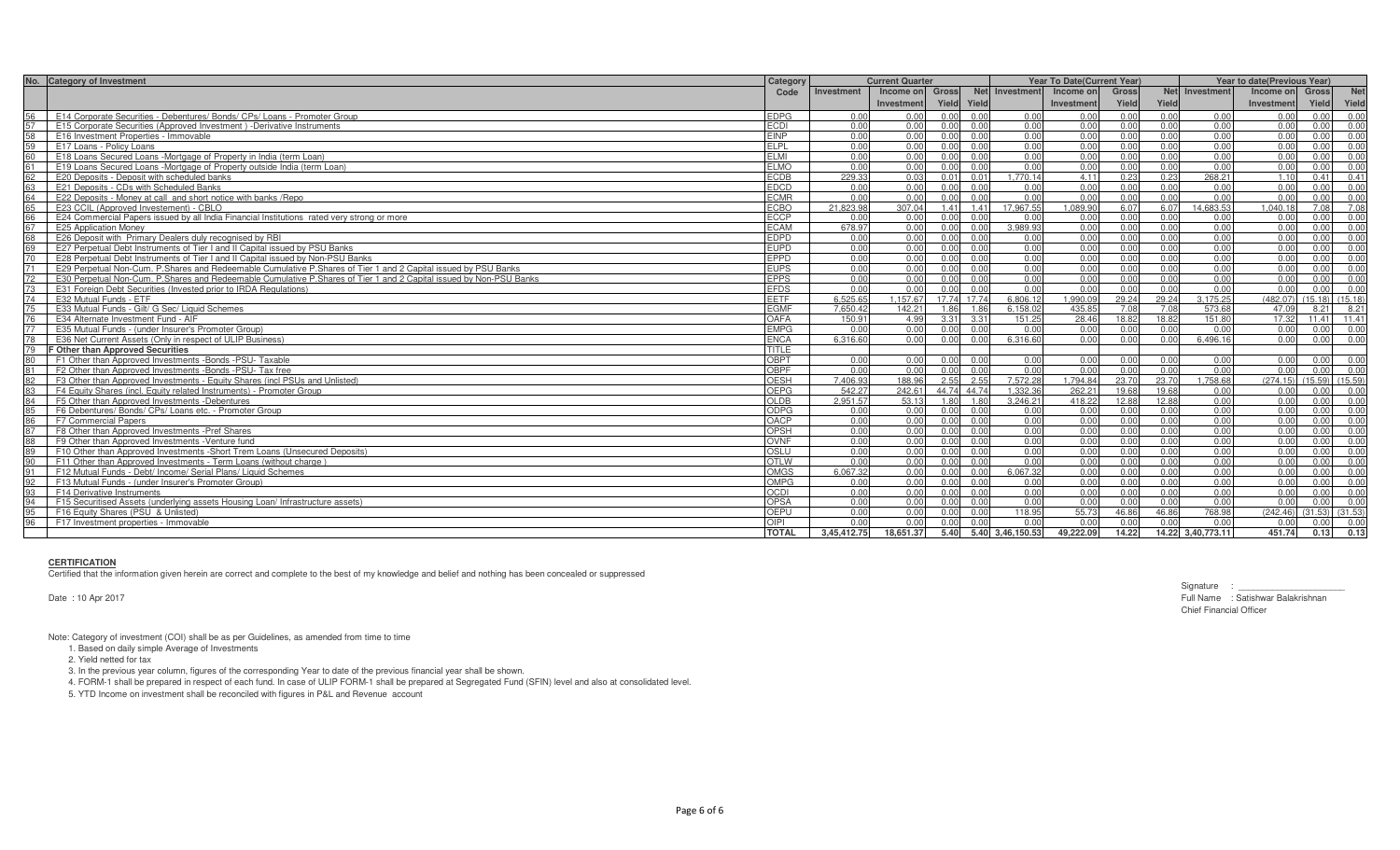| No. | Category of Investment | Category Code | Current Quarter | | | | Year To Date(Current Year) | | | | Year to date(Previous Year) | | | |
|---|---|---|---|---|---|---|---|---|---|---|---|---|---|---|
| | | | Investment | Income on Investment | Gross Yield | Net Yield | Investment | Income on Investment | Gross Yield | Net Yield | Investment | Income on Investment | Gross Yield | Net Yield |
| 56 | E14 Corporate Securities - Debentures/ Bonds/ CPs/ Loans - Promoter Group | EDPG | 0.00 | 0.00 | 0.00 | 0.00 | 0.00 | 0.00 | 0.00 | 0.00 | 0.00 | 0.00 | 0.00 | 0.00 |
| 57 | E15 Corporate Securities (Approved Investment ) -Derivative Instruments | ECDI | 0.00 | 0.00 | 0.00 | 0.00 | 0.00 | 0.00 | 0.00 | 0.00 | 0.00 | 0.00 | 0.00 | 0.00 |
| 58 | E16 Investment Properties - Immovable | EINP | 0.00 | 0.00 | 0.00 | 0.00 | 0.00 | 0.00 | 0.00 | 0.00 | 0.00 | 0.00 | 0.00 | 0.00 |
| 59 | E17 Loans - Policy Loans | ELPL | 0.00 | 0.00 | 0.00 | 0.00 | 0.00 | 0.00 | 0.00 | 0.00 | 0.00 | 0.00 | 0.00 | 0.00 |
| 60 | E18 Loans Secured Loans -Mortgage of Property in India (term Loan) | ELMI | 0.00 | 0.00 | 0.00 | 0.00 | 0.00 | 0.00 | 0.00 | 0.00 | 0.00 | 0.00 | 0.00 | 0.00 |
| 61 | E19 Loans Secured Loans -Mortgage of Property outside India (term Loan) | ELMO | 0.00 | 0.00 | 0.00 | 0.00 | 0.00 | 0.00 | 0.00 | 0.00 | 0.00 | 0.00 | 0.00 | 0.00 |
| 62 | E20 Deposits - Deposit with scheduled banks | ECDB | 229.33 | 0.03 | 0.01 | 0.01 | 1,770.14 | 4.11 | 0.23 | 0.23 | 268.21 | 1.10 | 0.41 | 0.41 |
| 63 | E21 Deposits - CDs with Scheduled Banks | EDCD | 0.00 | 0.00 | 0.00 | 0.00 | 0.00 | 0.00 | 0.00 | 0.00 | 0.00 | 0.00 | 0.00 | 0.00 |
| 64 | E22 Deposits - Money at call and short notice with banks /Repo | ECMR | 0.00 | 0.00 | 0.00 | 0.00 | 0.00 | 0.00 | 0.00 | 0.00 | 0.00 | 0.00 | 0.00 | 0.00 |
| 65 | E23 CCIL (Approved Investement) - CBLO | ECBO | 21,823.98 | 307.04 | 1.41 | 1.41 | 17,967.55 | 1,089.90 | 6.07 | 6.07 | 14,683.53 | 1,040.18 | 7.08 | 7.08 |
| 66 | E24 Commercial Papers issued by all India Financial Institutions rated very strong or more | ECCP | 0.00 | 0.00 | 0.00 | 0.00 | 0.00 | 0.00 | 0.00 | 0.00 | 0.00 | 0.00 | 0.00 | 0.00 |
| 67 | E25 Application Money | ECAM | 678.97 | 0.00 | 0.00 | 0.00 | 3,989.93 | 0.00 | 0.00 | 0.00 | 0.00 | 0.00 | 0.00 | 0.00 |
| 68 | E26 Deposit with Primary Dealers duly recognised by RBI | EDPD | 0.00 | 0.00 | 0.00 | 0.00 | 0.00 | 0.00 | 0.00 | 0.00 | 0.00 | 0.00 | 0.00 | 0.00 |
| 69 | E27 Perpetual Debt Instruments of Tier I and II Capital issued by PSU Banks | EUPD | 0.00 | 0.00 | 0.00 | 0.00 | 0.00 | 0.00 | 0.00 | 0.00 | 0.00 | 0.00 | 0.00 | 0.00 |
| 70 | E28 Perpetual Debt Instruments of Tier I and II Capital issued by Non-PSU Banks | EPPD | 0.00 | 0.00 | 0.00 | 0.00 | 0.00 | 0.00 | 0.00 | 0.00 | 0.00 | 0.00 | 0.00 | 0.00 |
| 71 | E29 Perpetual Non-Cum. P.Shares and Redeemable Cumulative P.Shares of Tier 1 and 2 Capital issued by PSU Banks | EUPS | 0.00 | 0.00 | 0.00 | 0.00 | 0.00 | 0.00 | 0.00 | 0.00 | 0.00 | 0.00 | 0.00 | 0.00 |
| 72 | E30 Perpetual Non-Cum. P.Shares and Redeemable Cumulative P.Shares of Tier 1 and 2 Capital issued by Non-PSU Banks | EPPS | 0.00 | 0.00 | 0.00 | 0.00 | 0.00 | 0.00 | 0.00 | 0.00 | 0.00 | 0.00 | 0.00 | 0.00 |
| 73 | E31 Foreign Debt Securities (Invested prior to IRDA Regulations) | EFDS | 0.00 | 0.00 | 0.00 | 0.00 | 0.00 | 0.00 | 0.00 | 0.00 | 0.00 | 0.00 | 0.00 | 0.00 |
| 74 | E32 Mutual Funds - ETF | EETF | 6,525.65 | 1,157.67 | 17.74 | 17.74 | 6,806.12 | 1,990.09 | 29.24 | 29.24 | 3,175.25 | (482.07) | (15.18) | (15.18) |
| 75 | E33 Mutual Funds - Gilt/ G Sec/ Liquid Schemes | EGMF | 7,650.42 | 142.21 | 1.86 | 1.86 | 6,158.02 | 435.85 | 7.08 | 7.08 | 573.68 | 47.09 | 8.21 | 8.21 |
| 76 | E34 Alternate Investment Fund - AIF | OAFA | 150.91 | 4.99 | 3.31 | 3.31 | 151.25 | 28.46 | 18.82 | 18.82 | 151.80 | 17.32 | 11.41 | 11.41 |
| 77 | E35 Mutual Funds - (under Insurer's Promoter Group) | EMPG | 0.00 | 0.00 | 0.00 | 0.00 | 0.00 | 0.00 | 0.00 | 0.00 | 0.00 | 0.00 | 0.00 | 0.00 |
| 78 | E36 Net Current Assets (Only in respect of ULIP Business) | ENCA | 6,316.60 | 0.00 | 0.00 | 0.00 | 6,316.60 | 0.00 | 0.00 | 0.00 | 6,496.16 | 0.00 | 0.00 | 0.00 |
| 79 | **F Other than Approved Securities** | TITLE | | | | | | | | | | | | |
| 80 | F1 Other than Approved Investments -Bonds -PSU- Taxable | OBPT | 0.00 | 0.00 | 0.00 | 0.00 | 0.00 | 0.00 | 0.00 | 0.00 | 0.00 | 0.00 | 0.00 | 0.00 |
| 81 | F2 Other than Approved Investments -Bonds -PSU- Tax free | OBPF | 0.00 | 0.00 | 0.00 | 0.00 | 0.00 | 0.00 | 0.00 | 0.00 | 0.00 | 0.00 | 0.00 | 0.00 |
| 82 | F3 Other than Approved Investments - Equity Shares (incl PSUs and Unlisted) | OESH | 7,406.93 | 188.96 | 2.55 | 2.55 | 7,572.28 | 1,794.84 | 23.70 | 23.70 | 1,758.68 | (274.15) | (15.59) | (15.59) |
| 83 | F4 Equity Shares (incl. Equity related Instruments) - Promoter Group | OEPG | 542.27 | 242.61 | 44.74 | 44.74 | 1,332.36 | 262.21 | 19.68 | 19.68 | 0.00 | 0.00 | 0.00 | 0.00 |
| 84 | F5 Other than Approved Investments -Debentures | OLDB | 2,951.57 | 53.13 | 1.80 | 1.80 | 3,246.21 | 418.22 | 12.88 | 12.88 | 0.00 | 0.00 | 0.00 | 0.00 |
| 85 | F6 Debentures/ Bonds/ CPs/ Loans etc. - Promoter Group | ODPG | 0.00 | 0.00 | 0.00 | 0.00 | 0.00 | 0.00 | 0.00 | 0.00 | 0.00 | 0.00 | 0.00 | 0.00 |
| 86 | F7 Commercial Papers | OACP | 0.00 | 0.00 | 0.00 | 0.00 | 0.00 | 0.00 | 0.00 | 0.00 | 0.00 | 0.00 | 0.00 | 0.00 |
| 87 | F8 Other than Approved Investments -Pref Shares | OPSH | 0.00 | 0.00 | 0.00 | 0.00 | 0.00 | 0.00 | 0.00 | 0.00 | 0.00 | 0.00 | 0.00 | 0.00 |
| 88 | F9 Other than Approved Investments -Venture fund | OVNF | 0.00 | 0.00 | 0.00 | 0.00 | 0.00 | 0.00 | 0.00 | 0.00 | 0.00 | 0.00 | 0.00 | 0.00 |
| 89 | F10 Other than Approved Investments -Short Trem Loans (Unsecured Deposits) | OSLU | 0.00 | 0.00 | 0.00 | 0.00 | 0.00 | 0.00 | 0.00 | 0.00 | 0.00 | 0.00 | 0.00 | 0.00 |
| 90 | F11 Other than Approved Investments - Term Loans (without charge ) | OTLW | 0.00 | 0.00 | 0.00 | 0.00 | 0.00 | 0.00 | 0.00 | 0.00 | 0.00 | 0.00 | 0.00 | 0.00 |
| 91 | F12 Mutual Funds - Debt/ Income/ Serial Plans/ Liquid Schemes | OMGS | 6,067.32 | 0.00 | 0.00 | 0.00 | 6,067.32 | 0.00 | 0.00 | 0.00 | 0.00 | 0.00 | 0.00 | 0.00 |
| 92 | F13 Mutual Funds - (under Insurer's Promoter Group) | OMPG | 0.00 | 0.00 | 0.00 | 0.00 | 0.00 | 0.00 | 0.00 | 0.00 | 0.00 | 0.00 | 0.00 | 0.00 |
| 93 | F14 Derivative Instruments | OCDI | 0.00 | 0.00 | 0.00 | 0.00 | 0.00 | 0.00 | 0.00 | 0.00 | 0.00 | 0.00 | 0.00 | 0.00 |
| 94 | F15 Securitised Assets (underlying assets Housing Loan/ Infrastructure assets) | OPSA | 0.00 | 0.00 | 0.00 | 0.00 | 0.00 | 0.00 | 0.00 | 0.00 | 0.00 | 0.00 | 0.00 | 0.00 |
| 95 | F16 Equity Shares (PSU & Unlisted) | OEPU | 0.00 | 0.00 | 0.00 | 0.00 | 118.95 | 55.73 | 46.86 | 46.86 | 768.98 | (242.46) | (31.53) | (31.53) |
| 96 | F17 Investment properties - Immovable | OIPI | 0.00 | 0.00 | 0.00 | 0.00 | 0.00 | 0.00 | 0.00 | 0.00 | 0.00 | 0.00 | 0.00 | 0.00 |
| | | **TOTAL** | **3,45,412.75** | **18,651.37** | **5.40** | **5.40** | **3,46,150.53** | **49,222.09** | **14.22** | **14.22** | **3,40,773.11** | **451.74** | **0.13** | **0.13** |

**CERTIFICATION**

Certified that the information given herein are correct and complete to the best of my knowledge and belief and nothing has been concealed or suppressed

Date : 10 Apr 2017

Signature : ___________________

Full Name : Satishwar Balakrishnan

Chief Financial Officer

Note: Category of investment (COI) shall be as per Guidelines, as amended from time to time

1. Based on daily simple Average of Investments
2. Yield netted for tax
3. In the previous year column, figures of the corresponding Year to date of the previous financial year shall be shown.
4. FORM-1 shall be prepared in respect of each fund. In case of ULIP FORM-1 shall be prepared at Segregated Fund (SFIN) level and also at consolidated level.
5. YTD Income on investment shall be reconciled with figures in P&L and Revenue account